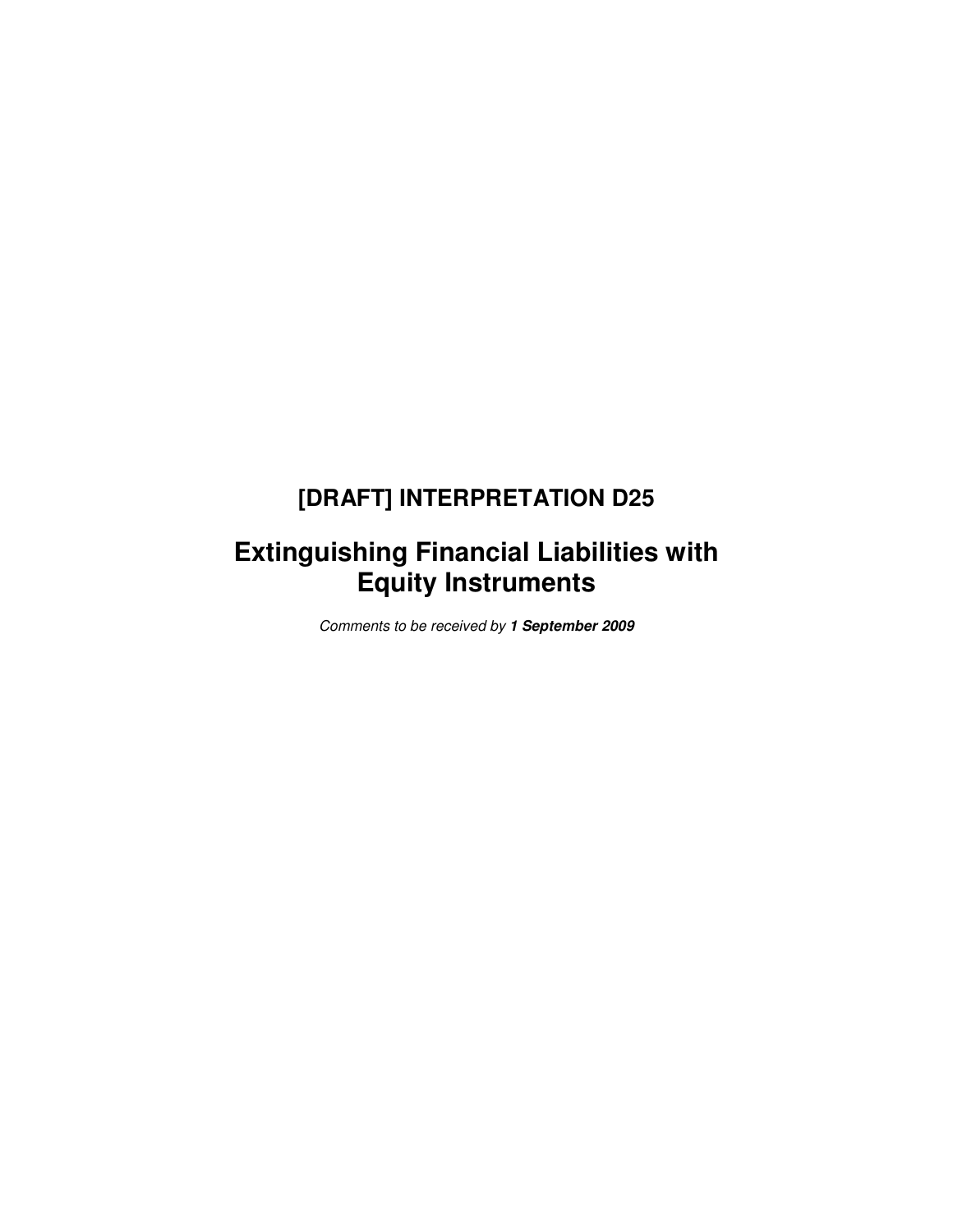# [DRAFT] INTERPRETATION D25

# Extinguishing Financial Liabilities with Equity Instruments

*Comments to be received by **1 September 2009***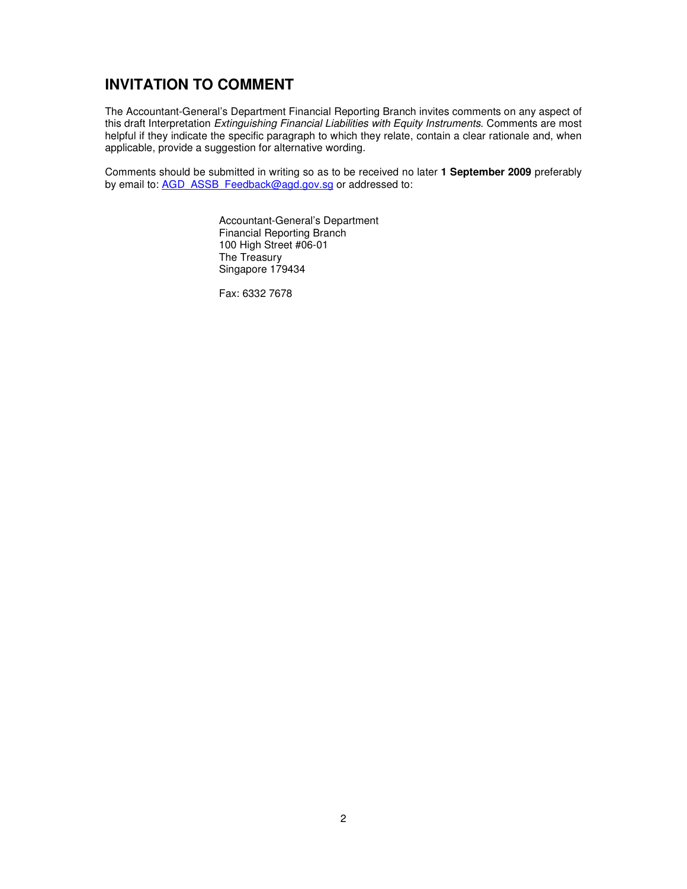# INVITATION TO COMMENT

The Accountant-General's Department Financial Reporting Branch invites comments on any aspect of this draft Interpretation *Extinguishing Financial Liabilities with Equity Instruments.* Comments are most helpful if they indicate the specific paragraph to which they relate, contain a clear rationale and, when applicable, provide a suggestion for alternative wording.

Comments should be submitted in writing so as to be received no later **1 September 2009** preferably by email to: AGD_ASSB_Feedback@agd.gov.sg or addressed to:

Accountant-General's Department
Financial Reporting Branch
100 High Street #06-01
The Treasury
Singapore 179434

Fax: 6332 7678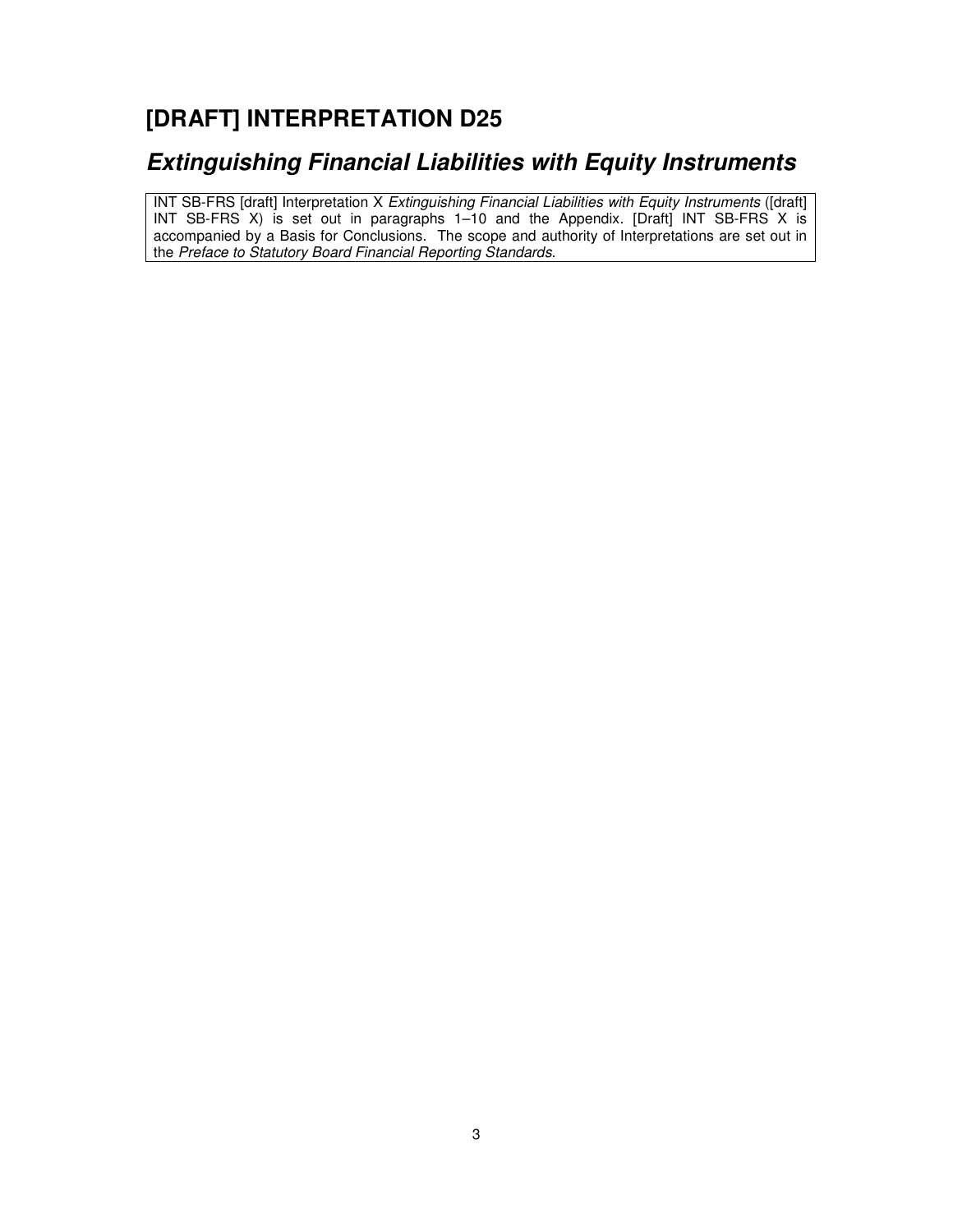# [DRAFT] INTERPRETATION D25

## *Extinguishing Financial Liabilities with Equity Instruments*

INT SB-FRS [draft] Interpretation X *Extinguishing Financial Liabilities with Equity Instruments* ([draft] INT SB-FRS X) is set out in paragraphs 1–10 and the Appendix. [Draft] INT SB-FRS X is accompanied by a Basis for Conclusions. The scope and authority of Interpretations are set out in the *Preface to Statutory Board Financial Reporting Standards*.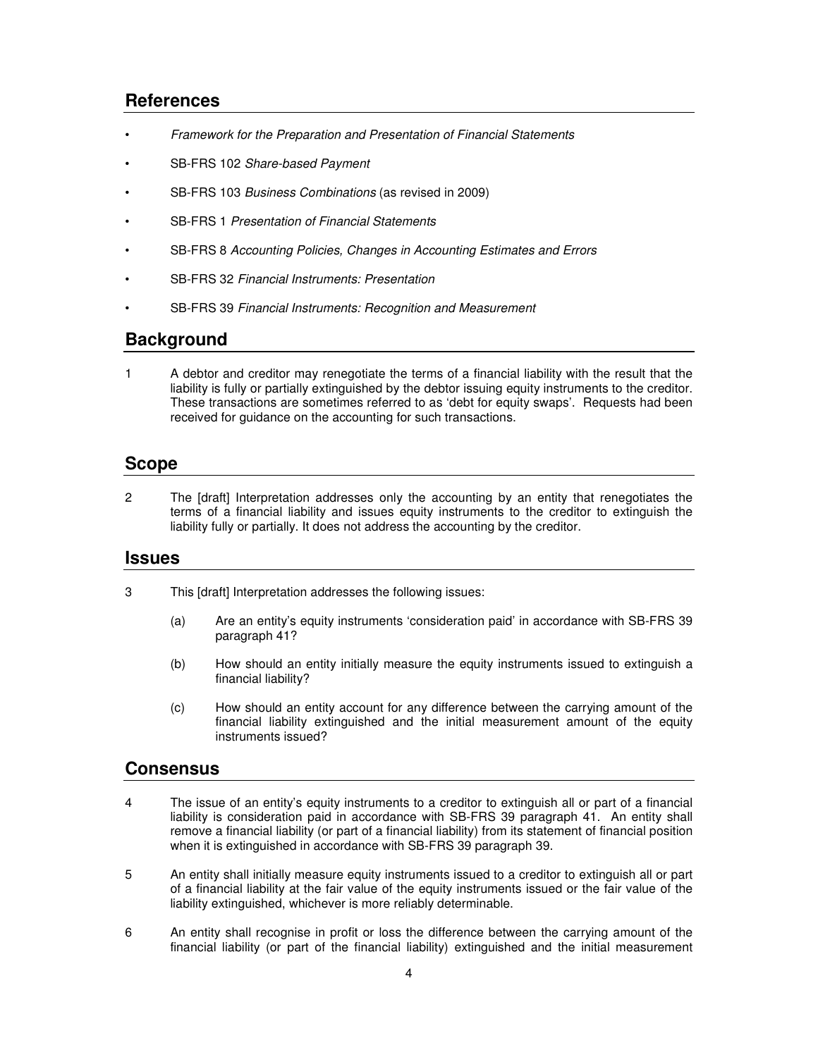## References

- *Framework for the Preparation and Presentation of Financial Statements*
- SB-FRS 102 *Share-based Payment*
- SB-FRS 103 *Business Combinations* (as revised in 2009)
- SB-FRS 1 *Presentation of Financial Statements*
- SB-FRS 8 *Accounting Policies, Changes in Accounting Estimates and Errors*
- SB-FRS 32 *Financial Instruments: Presentation*
- SB-FRS 39 *Financial Instruments: Recognition and Measurement*

## Background

1 A debtor and creditor may renegotiate the terms of a financial liability with the result that the liability is fully or partially extinguished by the debtor issuing equity instruments to the creditor. These transactions are sometimes referred to as 'debt for equity swaps'. Requests had been received for guidance on the accounting for such transactions.

## Scope

2 The [draft] Interpretation addresses only the accounting by an entity that renegotiates the terms of a financial liability and issues equity instruments to the creditor to extinguish the liability fully or partially. It does not address the accounting by the creditor.

## Issues

3 This [draft] Interpretation addresses the following issues:

(a) Are an entity's equity instruments 'consideration paid' in accordance with SB-FRS 39 paragraph 41?

(b) How should an entity initially measure the equity instruments issued to extinguish a financial liability?

(c) How should an entity account for any difference between the carrying amount of the financial liability extinguished and the initial measurement amount of the equity instruments issued?

## Consensus

4 The issue of an entity's equity instruments to a creditor to extinguish all or part of a financial liability is consideration paid in accordance with SB-FRS 39 paragraph 41. An entity shall remove a financial liability (or part of a financial liability) from its statement of financial position when it is extinguished in accordance with SB-FRS 39 paragraph 39.

5 An entity shall initially measure equity instruments issued to a creditor to extinguish all or part of a financial liability at the fair value of the equity instruments issued or the fair value of the liability extinguished, whichever is more reliably determinable.

6 An entity shall recognise in profit or loss the difference between the carrying amount of the financial liability (or part of the financial liability) extinguished and the initial measurement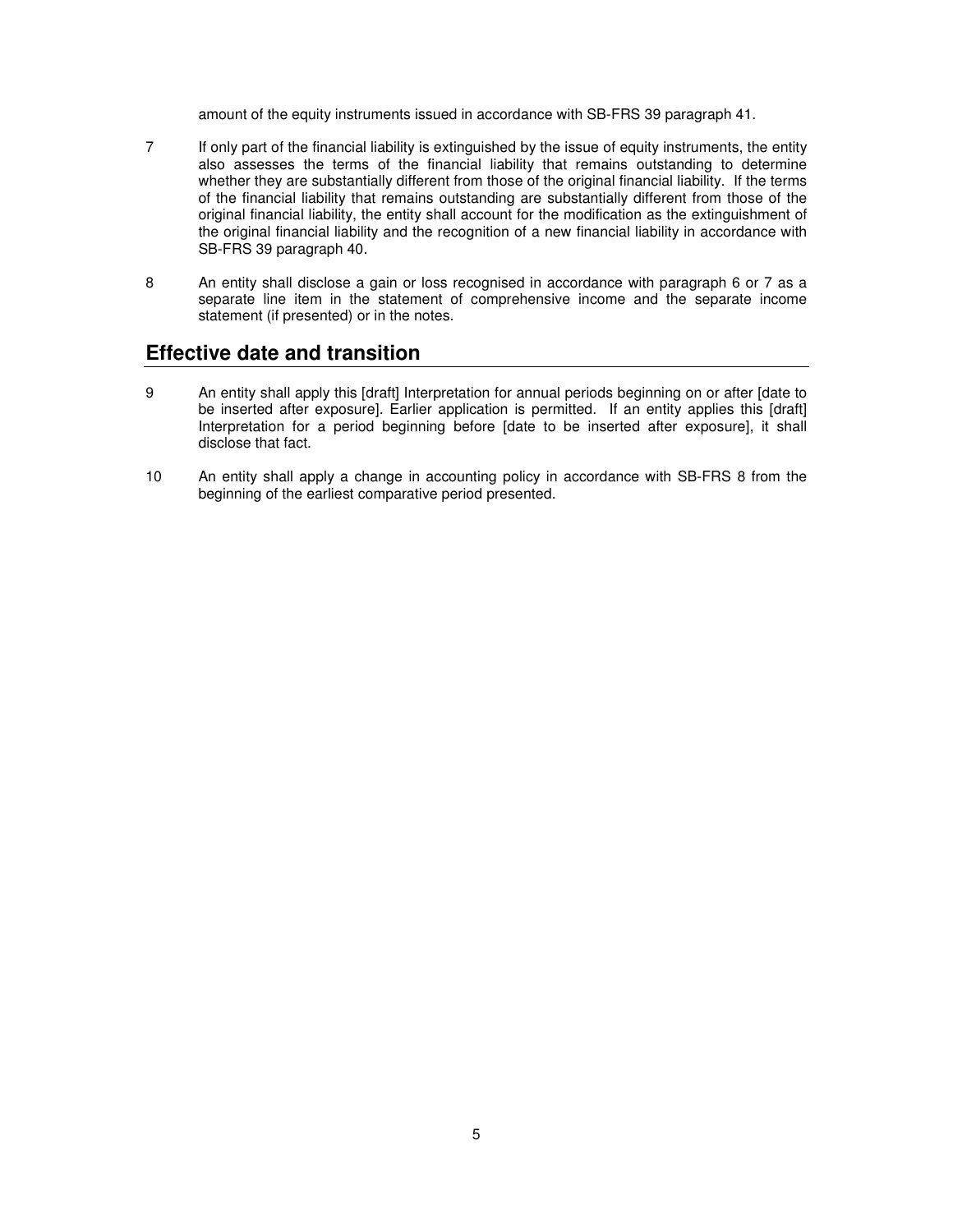amount of the equity instruments issued in accordance with SB-FRS 39 paragraph 41.

7 If only part of the financial liability is extinguished by the issue of equity instruments, the entity also assesses the terms of the financial liability that remains outstanding to determine whether they are substantially different from those of the original financial liability. If the terms of the financial liability that remains outstanding are substantially different from those of the original financial liability, the entity shall account for the modification as the extinguishment of the original financial liability and the recognition of a new financial liability in accordance with SB-FRS 39 paragraph 40.

8 An entity shall disclose a gain or loss recognised in accordance with paragraph 6 or 7 as a separate line item in the statement of comprehensive income and the separate income statement (if presented) or in the notes.

## Effective date and transition

9 An entity shall apply this [draft] Interpretation for annual periods beginning on or after [date to be inserted after exposure]. Earlier application is permitted. If an entity applies this [draft] Interpretation for a period beginning before [date to be inserted after exposure], it shall disclose that fact.

10 An entity shall apply a change in accounting policy in accordance with SB-FRS 8 from the beginning of the earliest comparative period presented.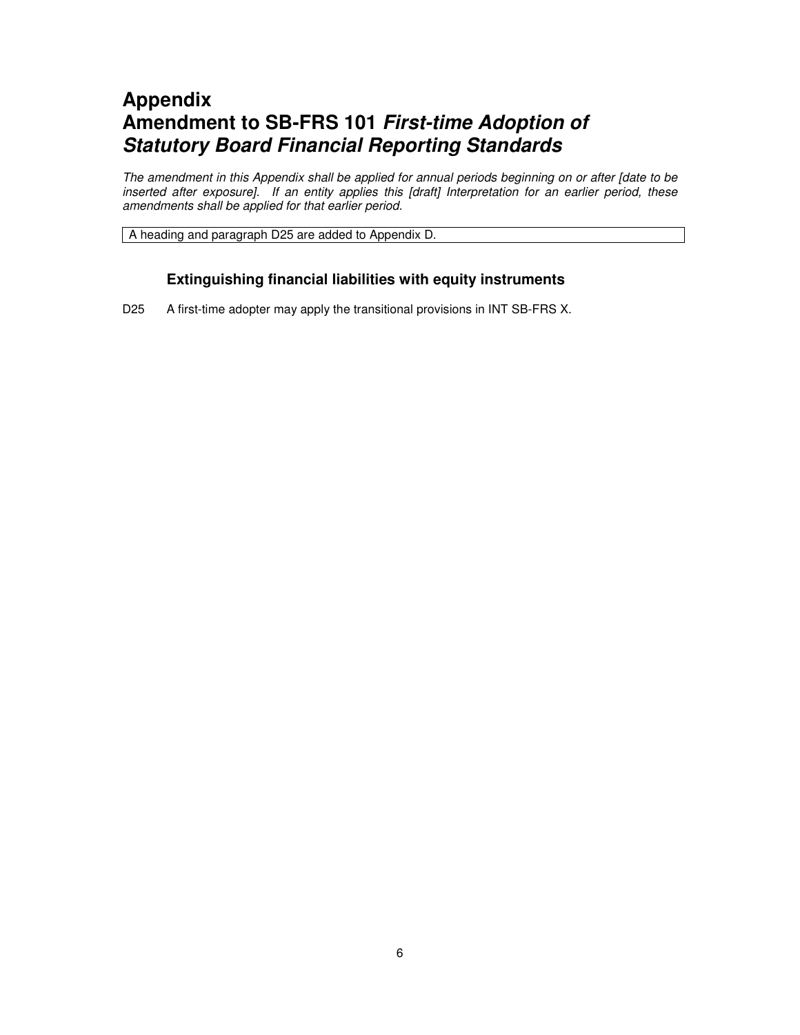# Appendix
# Amendment to SB-FRS 101 *First-time Adoption of Statutory Board Financial Reporting Standards*

*The amendment in this Appendix shall be applied for annual periods beginning on or after [date to be inserted after exposure]. If an entity applies this [draft] Interpretation for an earlier period, these amendments shall be applied for that earlier period.*

A heading and paragraph D25 are added to Appendix D.

### Extinguishing financial liabilities with equity instruments

D25 A first-time adopter may apply the transitional provisions in INT SB-FRS X.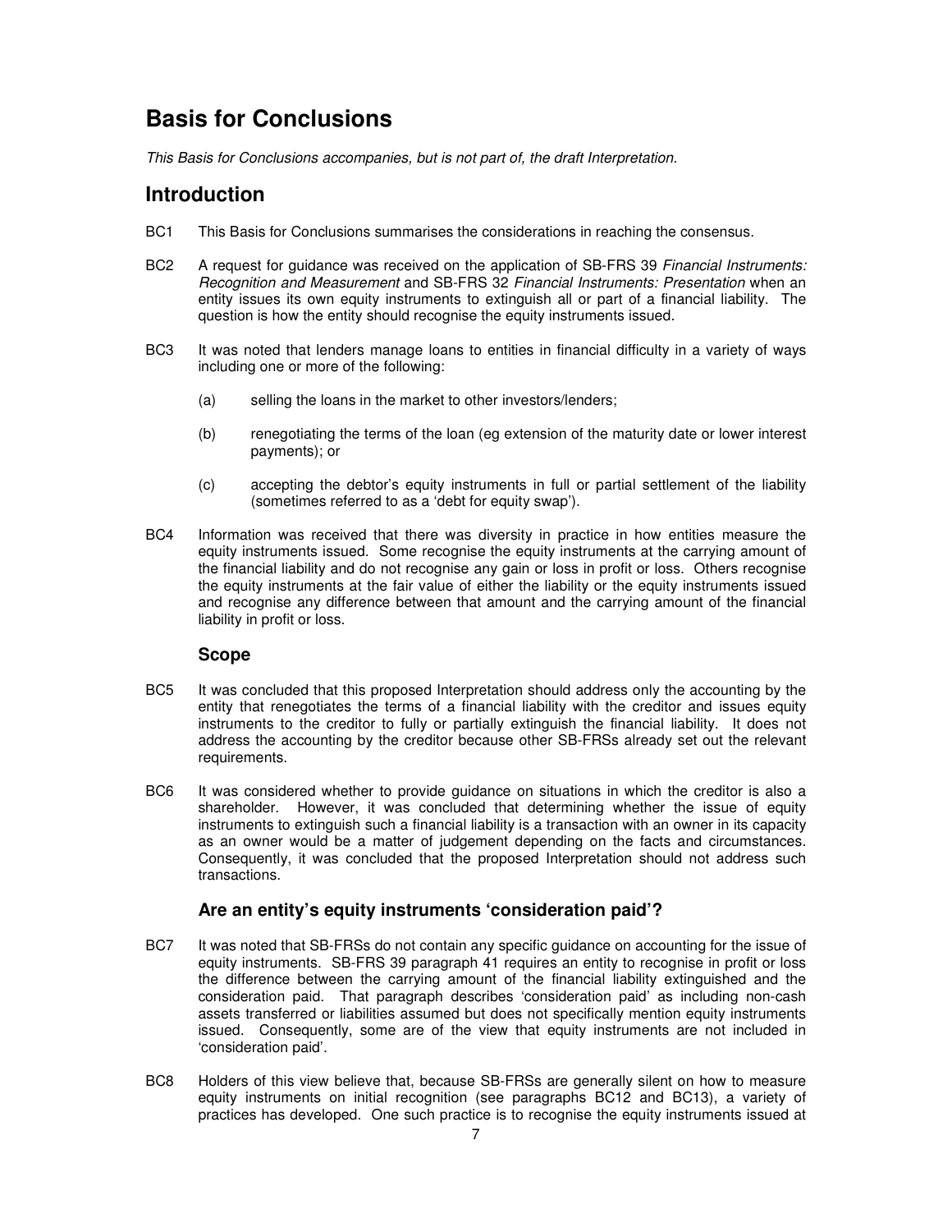# Basis for Conclusions

*This Basis for Conclusions accompanies, but is not part of, the draft Interpretation.*

## Introduction

BC1 This Basis for Conclusions summarises the considerations in reaching the consensus.

BC2 A request for guidance was received on the application of SB-FRS 39 *Financial Instruments: Recognition and Measurement* and SB-FRS 32 *Financial Instruments: Presentation* when an entity issues its own equity instruments to extinguish all or part of a financial liability. The question is how the entity should recognise the equity instruments issued.

BC3 It was noted that lenders manage loans to entities in financial difficulty in a variety of ways including one or more of the following:

(a) selling the loans in the market to other investors/lenders;

(b) renegotiating the terms of the loan (eg extension of the maturity date or lower interest payments); or

(c) accepting the debtor's equity instruments in full or partial settlement of the liability (sometimes referred to as a 'debt for equity swap').

BC4 Information was received that there was diversity in practice in how entities measure the equity instruments issued. Some recognise the equity instruments at the carrying amount of the financial liability and do not recognise any gain or loss in profit or loss. Others recognise the equity instruments at the fair value of either the liability or the equity instruments issued and recognise any difference between that amount and the carrying amount of the financial liability in profit or loss.

### Scope

BC5 It was concluded that this proposed Interpretation should address only the accounting by the entity that renegotiates the terms of a financial liability with the creditor and issues equity instruments to the creditor to fully or partially extinguish the financial liability. It does not address the accounting by the creditor because other SB-FRSs already set out the relevant requirements.

BC6 It was considered whether to provide guidance on situations in which the creditor is also a shareholder. However, it was concluded that determining whether the issue of equity instruments to extinguish such a financial liability is a transaction with an owner in its capacity as an owner would be a matter of judgement depending on the facts and circumstances. Consequently, it was concluded that the proposed Interpretation should not address such transactions.

### Are an entity's equity instruments 'consideration paid'?

BC7 It was noted that SB-FRSs do not contain any specific guidance on accounting for the issue of equity instruments. SB-FRS 39 paragraph 41 requires an entity to recognise in profit or loss the difference between the carrying amount of the financial liability extinguished and the consideration paid. That paragraph describes 'consideration paid' as including non-cash assets transferred or liabilities assumed but does not specifically mention equity instruments issued. Consequently, some are of the view that equity instruments are not included in 'consideration paid'.

BC8 Holders of this view believe that, because SB-FRSs are generally silent on how to measure equity instruments on initial recognition (see paragraphs BC12 and BC13), a variety of practices has developed. One such practice is to recognise the equity instruments issued at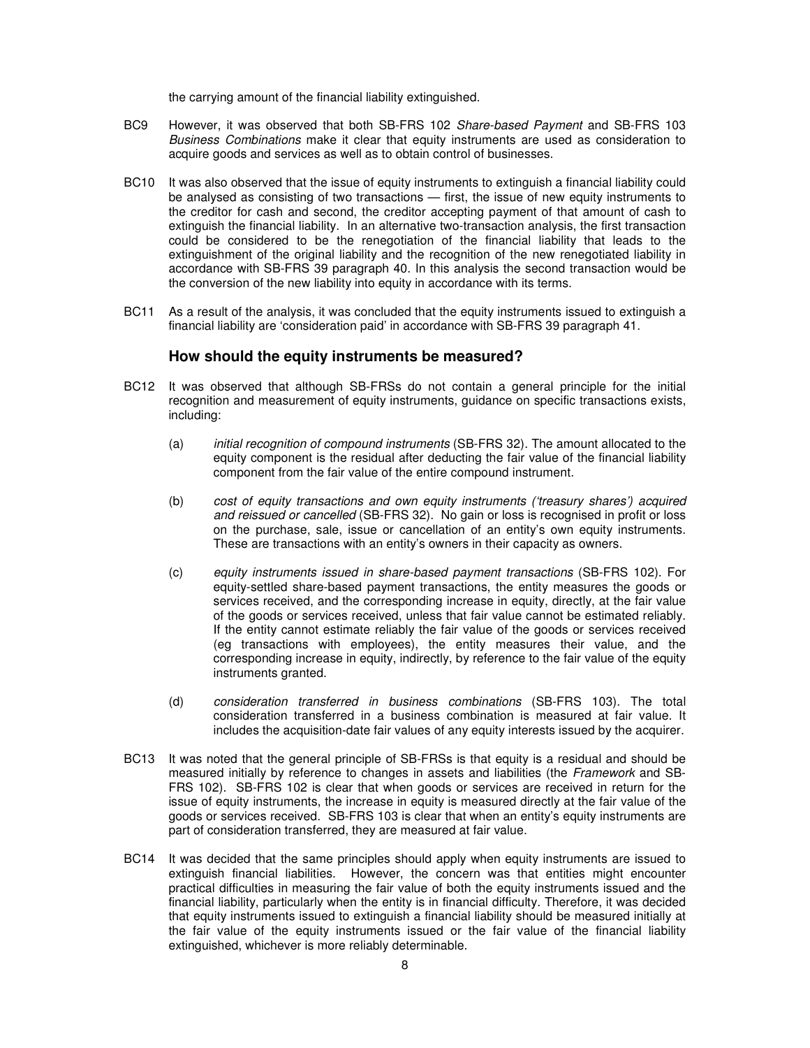the carrying amount of the financial liability extinguished.

BC9 However, it was observed that both SB-FRS 102 *Share-based Payment* and SB-FRS 103 *Business Combinations* make it clear that equity instruments are used as consideration to acquire goods and services as well as to obtain control of businesses.

BC10 It was also observed that the issue of equity instruments to extinguish a financial liability could be analysed as consisting of two transactions — first, the issue of new equity instruments to the creditor for cash and second, the creditor accepting payment of that amount of cash to extinguish the financial liability. In an alternative two-transaction analysis, the first transaction could be considered to be the renegotiation of the financial liability that leads to the extinguishment of the original liability and the recognition of the new renegotiated liability in accordance with SB-FRS 39 paragraph 40. In this analysis the second transaction would be the conversion of the new liability into equity in accordance with its terms.

BC11 As a result of the analysis, it was concluded that the equity instruments issued to extinguish a financial liability are 'consideration paid' in accordance with SB-FRS 39 paragraph 41.

### How should the equity instruments be measured?

BC12 It was observed that although SB-FRSs do not contain a general principle for the initial recognition and measurement of equity instruments, guidance on specific transactions exists, including:

(a) *initial recognition of compound instruments* (SB-FRS 32). The amount allocated to the equity component is the residual after deducting the fair value of the financial liability component from the fair value of the entire compound instrument.

(b) *cost of equity transactions and own equity instruments ('treasury shares') acquired and reissued or cancelled* (SB-FRS 32). No gain or loss is recognised in profit or loss on the purchase, sale, issue or cancellation of an entity's own equity instruments. These are transactions with an entity's owners in their capacity as owners.

(c) *equity instruments issued in share-based payment transactions* (SB-FRS 102). For equity-settled share-based payment transactions, the entity measures the goods or services received, and the corresponding increase in equity, directly, at the fair value of the goods or services received, unless that fair value cannot be estimated reliably. If the entity cannot estimate reliably the fair value of the goods or services received (eg transactions with employees), the entity measures their value, and the corresponding increase in equity, indirectly, by reference to the fair value of the equity instruments granted.

(d) *consideration transferred in business combinations* (SB-FRS 103). The total consideration transferred in a business combination is measured at fair value. It includes the acquisition-date fair values of any equity interests issued by the acquirer.

BC13 It was noted that the general principle of SB-FRSs is that equity is a residual and should be measured initially by reference to changes in assets and liabilities (the *Framework* and SB-FRS 102). SB-FRS 102 is clear that when goods or services are received in return for the issue of equity instruments, the increase in equity is measured directly at the fair value of the goods or services received. SB-FRS 103 is clear that when an entity's equity instruments are part of consideration transferred, they are measured at fair value.

BC14 It was decided that the same principles should apply when equity instruments are issued to extinguish financial liabilities. However, the concern was that entities might encounter practical difficulties in measuring the fair value of both the equity instruments issued and the financial liability, particularly when the entity is in financial difficulty. Therefore, it was decided that equity instruments issued to extinguish a financial liability should be measured initially at the fair value of the equity instruments issued or the fair value of the financial liability extinguished, whichever is more reliably determinable.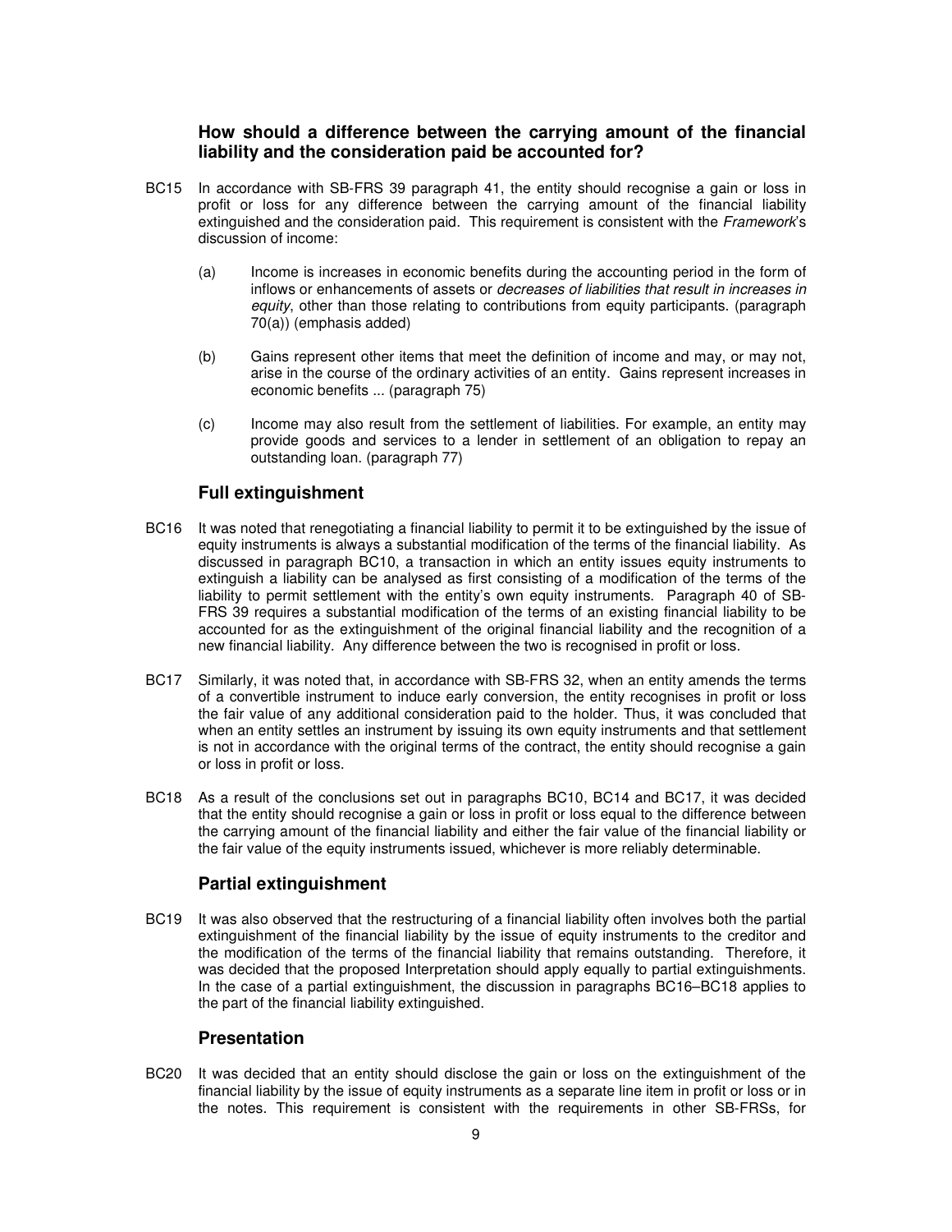### How should a difference between the carrying amount of the financial liability and the consideration paid be accounted for?

BC15 In accordance with SB-FRS 39 paragraph 41, the entity should recognise a gain or loss in profit or loss for any difference between the carrying amount of the financial liability extinguished and the consideration paid. This requirement is consistent with the *Framework*'s discussion of income:

(a) Income is increases in economic benefits during the accounting period in the form of inflows or enhancements of assets or *decreases of liabilities that result in increases in equity*, other than those relating to contributions from equity participants. (paragraph 70(a)) (emphasis added)

(b) Gains represent other items that meet the definition of income and may, or may not, arise in the course of the ordinary activities of an entity. Gains represent increases in economic benefits ... (paragraph 75)

(c) Income may also result from the settlement of liabilities. For example, an entity may provide goods and services to a lender in settlement of an obligation to repay an outstanding loan. (paragraph 77)

### Full extinguishment

BC16 It was noted that renegotiating a financial liability to permit it to be extinguished by the issue of equity instruments is always a substantial modification of the terms of the financial liability. As discussed in paragraph BC10, a transaction in which an entity issues equity instruments to extinguish a liability can be analysed as first consisting of a modification of the terms of the liability to permit settlement with the entity's own equity instruments. Paragraph 40 of SB-FRS 39 requires a substantial modification of the terms of an existing financial liability to be accounted for as the extinguishment of the original financial liability and the recognition of a new financial liability. Any difference between the two is recognised in profit or loss.

BC17 Similarly, it was noted that, in accordance with SB-FRS 32, when an entity amends the terms of a convertible instrument to induce early conversion, the entity recognises in profit or loss the fair value of any additional consideration paid to the holder. Thus, it was concluded that when an entity settles an instrument by issuing its own equity instruments and that settlement is not in accordance with the original terms of the contract, the entity should recognise a gain or loss in profit or loss.

BC18 As a result of the conclusions set out in paragraphs BC10, BC14 and BC17, it was decided that the entity should recognise a gain or loss in profit or loss equal to the difference between the carrying amount of the financial liability and either the fair value of the financial liability or the fair value of the equity instruments issued, whichever is more reliably determinable.

### Partial extinguishment

BC19 It was also observed that the restructuring of a financial liability often involves both the partial extinguishment of the financial liability by the issue of equity instruments to the creditor and the modification of the terms of the financial liability that remains outstanding. Therefore, it was decided that the proposed Interpretation should apply equally to partial extinguishments. In the case of a partial extinguishment, the discussion in paragraphs BC16–BC18 applies to the part of the financial liability extinguished.

### Presentation

BC20 It was decided that an entity should disclose the gain or loss on the extinguishment of the financial liability by the issue of equity instruments as a separate line item in profit or loss or in the notes. This requirement is consistent with the requirements in other SB-FRSs, for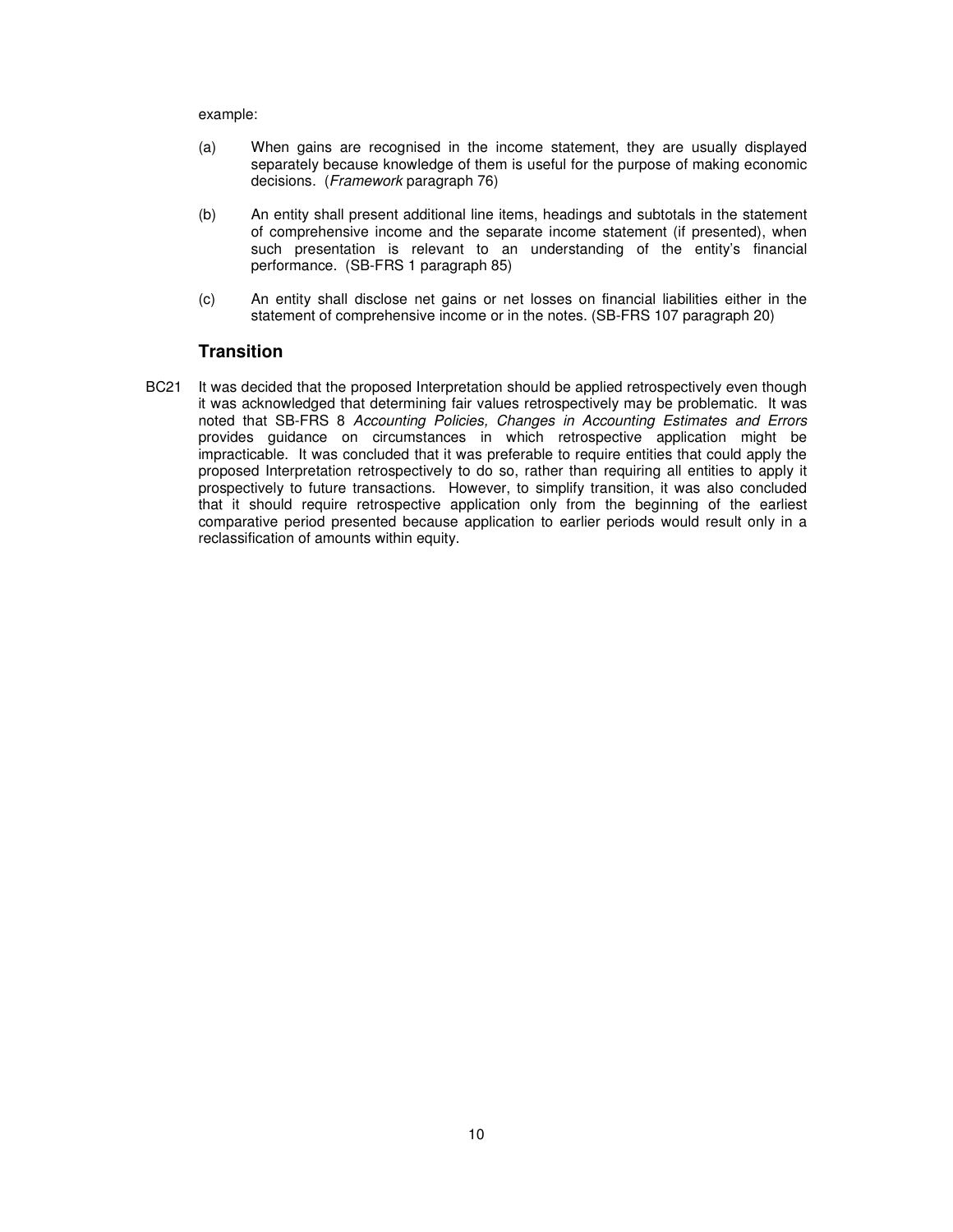example:

(a) When gains are recognised in the income statement, they are usually displayed separately because knowledge of them is useful for the purpose of making economic decisions. (*Framework* paragraph 76)

(b) An entity shall present additional line items, headings and subtotals in the statement of comprehensive income and the separate income statement (if presented), when such presentation is relevant to an understanding of the entity's financial performance. (SB-FRS 1 paragraph 85)

(c) An entity shall disclose net gains or net losses on financial liabilities either in the statement of comprehensive income or in the notes. (SB-FRS 107 paragraph 20)

## Transition

BC21 It was decided that the proposed Interpretation should be applied retrospectively even though it was acknowledged that determining fair values retrospectively may be problematic. It was noted that SB-FRS 8 *Accounting Policies, Changes in Accounting Estimates and Errors* provides guidance on circumstances in which retrospective application might be impracticable. It was concluded that it was preferable to require entities that could apply the proposed Interpretation retrospectively to do so, rather than requiring all entities to apply it prospectively to future transactions. However, to simplify transition, it was also concluded that it should require retrospective application only from the beginning of the earliest comparative period presented because application to earlier periods would result only in a reclassification of amounts within equity.